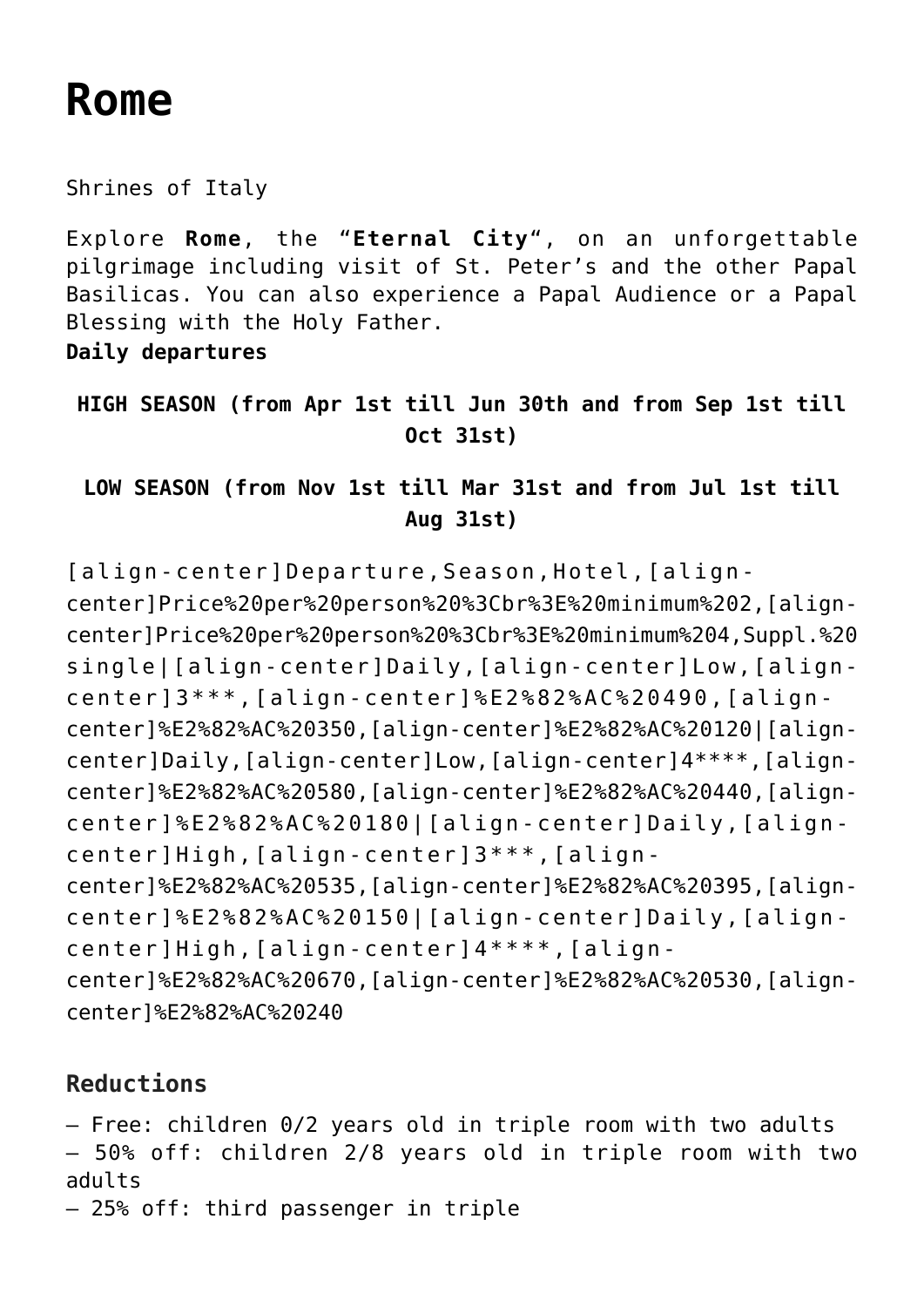# Rome

Shrines of Italy

Explore **Rome**, the "**Eternal City**", on an unforgettable pilgrimage including visit of St. Peter's and the other Papal Basilicas. You can also experience a Papal Audience or a Papal Blessing with the Holy Father.
**Daily departures**

**HIGH SEASON (from Apr 1st till Jun 30th and from Sep 1st till Oct 31st)**

**LOW SEASON (from Nov 1st till Mar 31st and from Jul 1st till Aug 31st)**

| Departure | Season | Hotel | Price per person minimum 2 | Price per person minimum 4 | Suppl. single |
|---|---|---|---|---|---|
| Daily | Low | 3*** | € 490 | € 350 | € 120 |
| Daily | Low | 4**** | € 580 | € 440 | € 180 |
| Daily | High | 3*** | € 535 | € 395 | € 150 |
| Daily | High | 4**** | € 670 | € 530 | € 240 |

## Reductions

– Free: children 0/2 years old in triple room with two adults
– 50% off: children 2/8 years old in triple room with two adults
– 25% off: third passenger in triple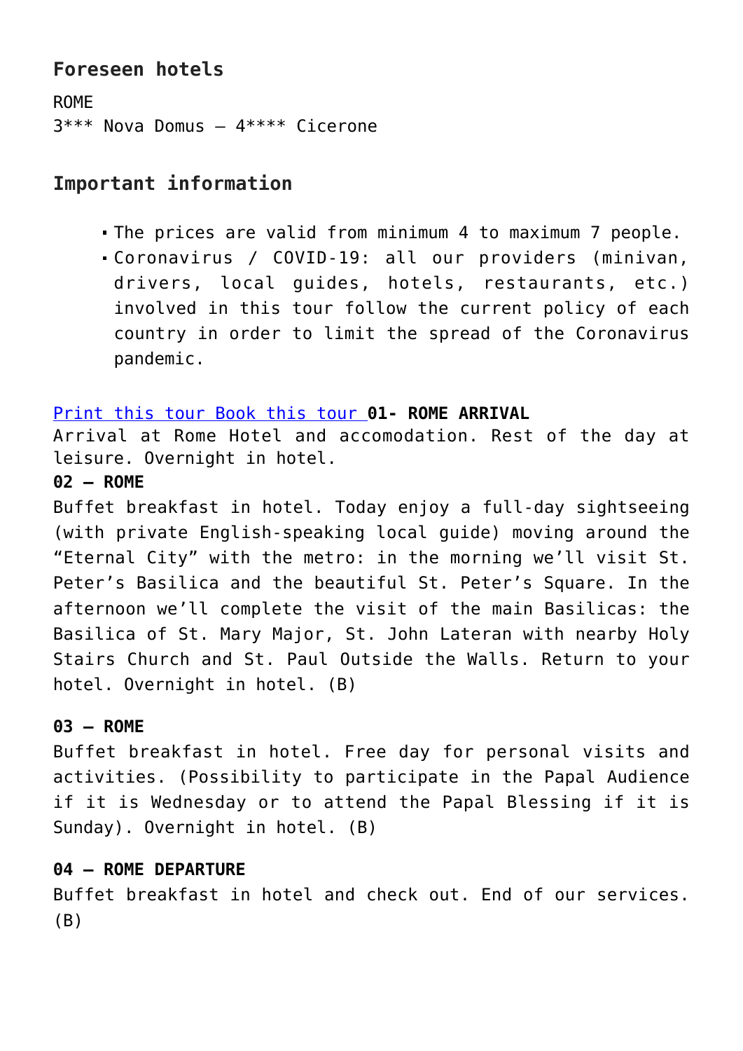## Foreseen hotels

ROME
3*** Nova Domus – 4**** Cicerone

## Important information

- The prices are valid from minimum 4 to maximum 7 people.
- Coronavirus / COVID-19: all our providers (minivan, drivers, local guides, hotels, restaurants, etc.) involved in this tour follow the current policy of each country in order to limit the spread of the Coronavirus pandemic.

Print this tour Book this tour **01- ROME ARRIVAL**
Arrival at Rome Hotel and accomodation. Rest of the day at leisure. Overnight in hotel.

**02 – ROME**
Buffet breakfast in hotel. Today enjoy a full-day sightseeing (with private English-speaking local guide) moving around the "Eternal City" with the metro: in the morning we'll visit St. Peter's Basilica and the beautiful St. Peter's Square. In the afternoon we'll complete the visit of the main Basilicas: the Basilica of St. Mary Major, St. John Lateran with nearby Holy Stairs Church and St. Paul Outside the Walls. Return to your hotel. Overnight in hotel. (B)

**03 – ROME**
Buffet breakfast in hotel. Free day for personal visits and activities. (Possibility to participate in the Papal Audience if it is Wednesday or to attend the Papal Blessing if it is Sunday). Overnight in hotel. (B)

**04 – ROME DEPARTURE**
Buffet breakfast in hotel and check out. End of our services. (B)